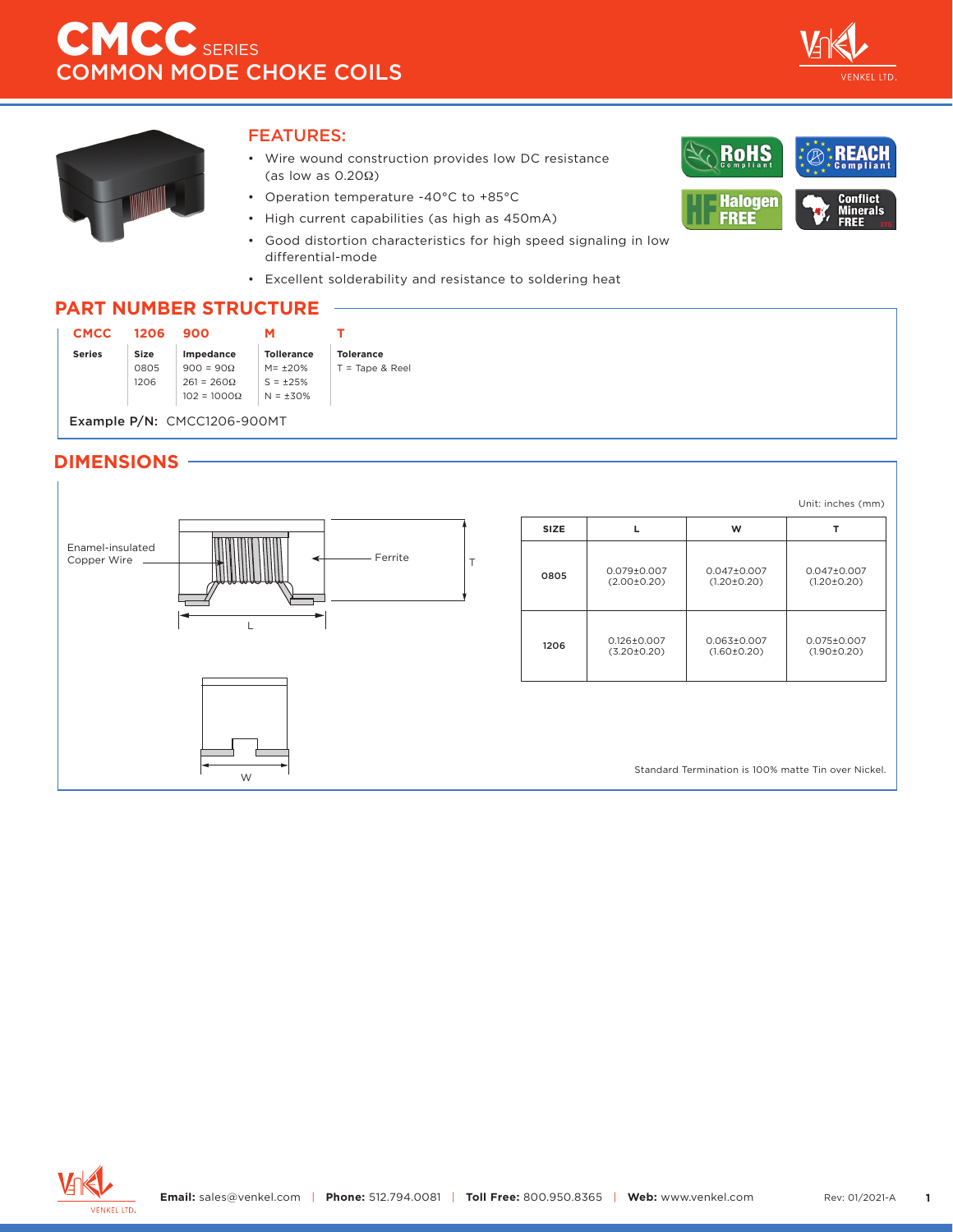# CMCC SERIES
## COMMON MODE CHOKE COILS

### FEATURES:

- Wire wound construction provides low DC resistance (as low as 0.20Ω)
- Operation temperature -40°C to +85°C
- High current capabilities (as high as 450mA)
- Good distortion characteristics for high speed signaling in low differential-mode
- Excellent solderability and resistance to soldering heat

RoHS Compliant | REACH Compliant | Halogen FREE | Conflict Minerals FREE

## PART NUMBER STRUCTURE

| CMCC | 1206 | 900 | M | T |
|---|---|---|---|---|
| **Series** | **Size** | **Impedance** | **Tollerance** | **Tolerance** |
| | 0805 | 900 = 90Ω | M= ±20% | T = Tape & Reel |
| | 1206 | 261 = 260Ω | S = ±25% | |
| | | 102 = 1000Ω | N = ±30% | |

**Example P/N:** CMCC1206-900MT

## DIMENSIONS

Enamel-insulated Copper Wire

Ferrite

T

L

W

Unit: inches (mm)

| SIZE | L | W | T |
|---|---|---|---|
| 0805 | 0.079±0.007 (2.00±0.20) | 0.047±0.007 (1.20±0.20) | 0.047±0.007 (1.20±0.20) |
| 1206 | 0.126±0.007 (3.20±0.20) | 0.063±0.007 (1.60±0.20) | 0.075±0.007 (1.90±0.20) |

Standard Termination is 100% matte Tin over Nickel.

**Email:** sales@venkel.com | **Phone:** 512.794.0081 | **Toll Free:** 800.950.8365 | **Web:** www.venkel.com

Rev: 01/2021-A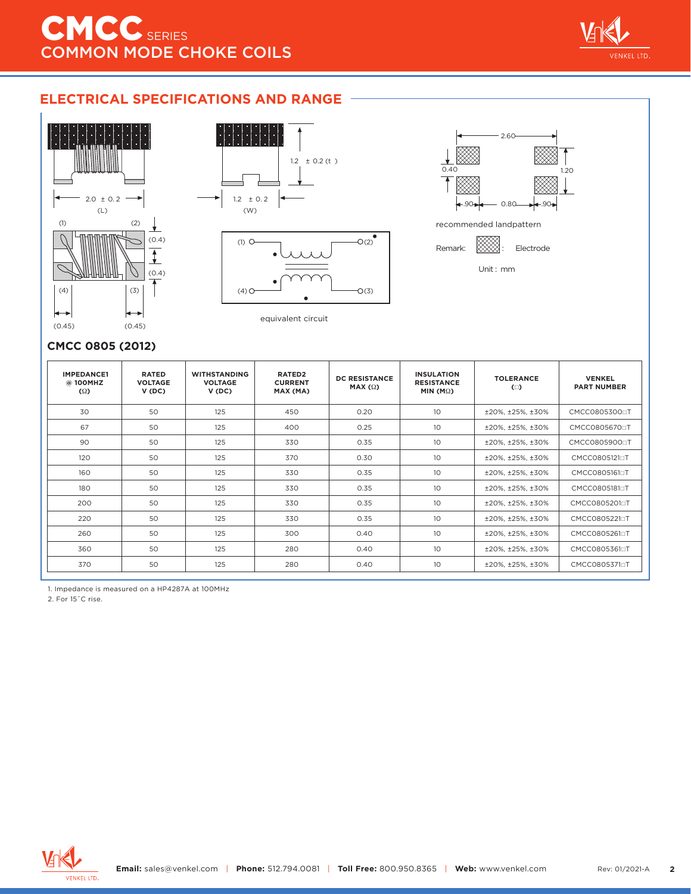## ELECTRICAL SPECIFICATIONS AND RANGE

2.0 ± 0.2 (L)

1.2 ± 0.2 (t)

1.2 ± 0.2 (W)

(1) (2) (3) (4)

(0.4) (0.4)

(0.45) (0.45)

equivalent circuit

2.60

0.40

1.20

.90 0.80 .90

recommended landpattern

Remark: : Electrode

Unit : mm

### CMCC 0805 (2012)

| IMPEDANCE1 @ 100MHZ (Ω) | RATED VOLTAGE V (DC) | WITHSTANDING VOLTAGE V (DC) | RATED2 CURRENT MAX (MA) | DC RESISTANCE MAX (Ω) | INSULATION RESISTANCE MIN (MΩ) | TOLERANCE (□) | VENKEL PART NUMBER |
|---|---|---|---|---|---|---|---|
| 30 | 50 | 125 | 450 | 0.20 | 10 | ±20%, ±25%, ±30% | CMCC0805300□T |
| 67 | 50 | 125 | 400 | 0.25 | 10 | ±20%, ±25%, ±30% | CMCC0805670□T |
| 90 | 50 | 125 | 330 | 0.35 | 10 | ±20%, ±25%, ±30% | CMCC0805900□T |
| 120 | 50 | 125 | 370 | 0.30 | 10 | ±20%, ±25%, ±30% | CMCC0805121□T |
| 160 | 50 | 125 | 330 | 0.35 | 10 | ±20%, ±25%, ±30% | CMCC0805161□T |
| 180 | 50 | 125 | 330 | 0.35 | 10 | ±20%, ±25%, ±30% | CMCC0805181□T |
| 200 | 50 | 125 | 330 | 0.35 | 10 | ±20%, ±25%, ±30% | CMCC0805201□T |
| 220 | 50 | 125 | 330 | 0.35 | 10 | ±20%, ±25%, ±30% | CMCC0805221□T |
| 260 | 50 | 125 | 300 | 0.40 | 10 | ±20%, ±25%, ±30% | CMCC0805261□T |
| 360 | 50 | 125 | 280 | 0.40 | 10 | ±20%, ±25%, ±30% | CMCC0805361□T |
| 370 | 50 | 125 | 280 | 0.40 | 10 | ±20%, ±25%, ±30% | CMCC0805371□T |

1. Impedance is measured on a HP4287A at 100MHz

2. For 15˚C rise.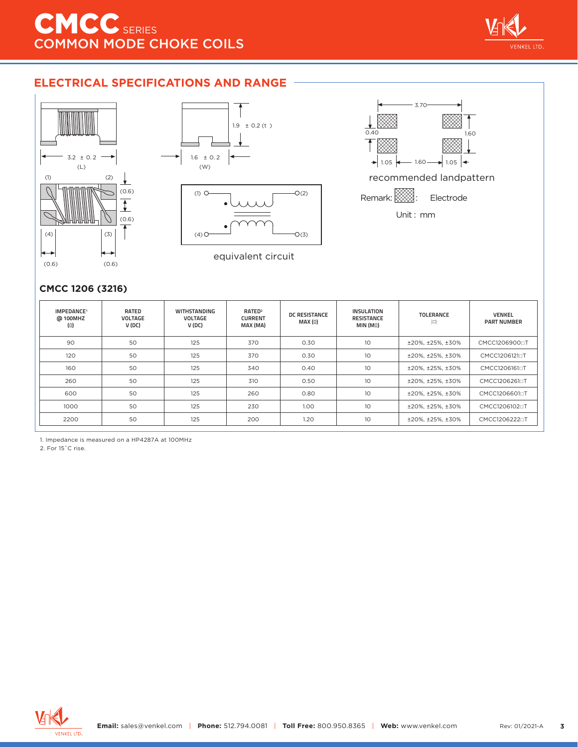# CMCC SERIES
## COMMON MODE CHOKE COILS

## ELECTRICAL SPECIFICATIONS AND RANGE

3.2 ± 0.2 (L)

1.6 ± 0.2 (W)

1.9 ± 0.2 (t)

(1) (2) (3) (4)

(0.6) (0.6) (0.6) (0.6)

equivalent circuit

3.70

0.40

1.60

1.05 1.60 1.05

recommended landpattern

Remark: : Electrode

Unit : mm

### CMCC 1206 (3216)

| IMPEDANCE[1] @ 100MHZ (Ω) | RATED VOLTAGE V (DC) | WITHSTANDING VOLTAGE V (DC) | RATED[2] CURRENT MAX (MA) | DC RESISTANCE MAX (Ω) | INSULATION RESISTANCE MIN (MΩ) | TOLERANCE (□) | VENKEL PART NUMBER |
|---|---|---|---|---|---|---|---|
| 90 | 50 | 125 | 370 | 0.30 | 10 | ±20%, ±25%, ±30% | CMCC1206900□T |
| 120 | 50 | 125 | 370 | 0.30 | 10 | ±20%, ±25%, ±30% | CMCC1206121□T |
| 160 | 50 | 125 | 340 | 0.40 | 10 | ±20%, ±25%, ±30% | CMCC1206161□T |
| 260 | 50 | 125 | 310 | 0.50 | 10 | ±20%, ±25%, ±30% | CMCC1206261□T |
| 600 | 50 | 125 | 260 | 0.80 | 10 | ±20%, ±25%, ±30% | CMCC1206601□T |
| 1000 | 50 | 125 | 230 | 1.00 | 10 | ±20%, ±25%, ±30% | CMCC1206102□T |
| 2200 | 50 | 125 | 200 | 1.20 | 10 | ±20%, ±25%, ±30% | CMCC1206222□T |

1. Impedance is measured on a HP4287A at 100MHz
2. For 15˚C rise.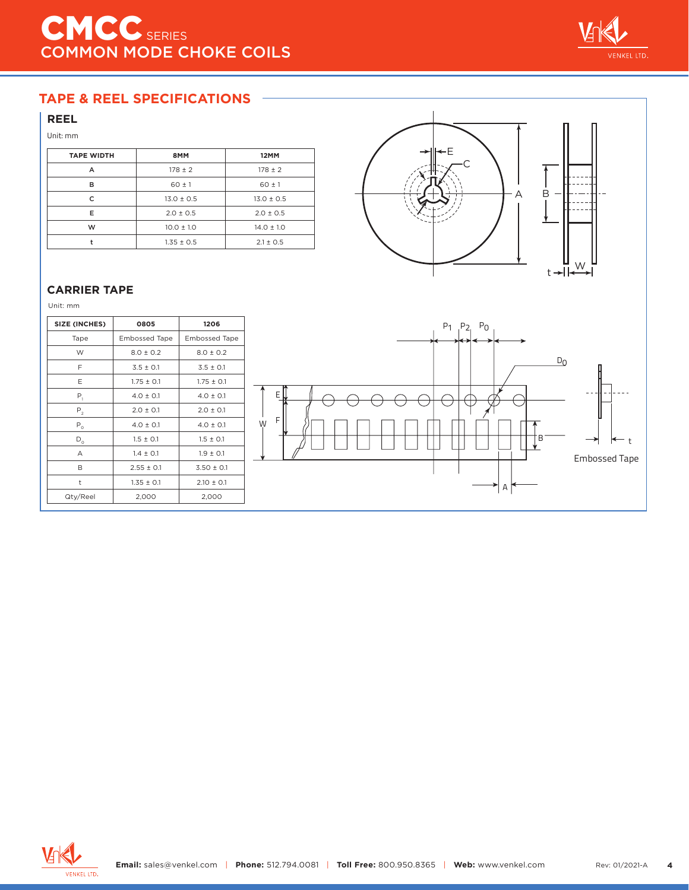# CMCC SERIES
## COMMON MODE CHOKE COILS

## TAPE & REEL SPECIFICATIONS

### REEL

Unit: mm

| TAPE WIDTH | 8MM | 12MM |
|---|---|---|
| A | 178 ± 2 | 178 ± 2 |
| B | 60 ± 1 | 60 ± 1 |
| C | 13.0 ± 0.5 | 13.0 ± 0.5 |
| E | 2.0 ± 0.5 | 2.0 ± 0.5 |
| W | 10.0 ± 1.0 | 14.0 ± 1.0 |
| t | 1.35 ± 0.5 | 2.1 ± 0.5 |

### CARRIER TAPE

Unit: mm

| SIZE (INCHES) | 0805 | 1206 |
|---|---|---|
| Tape | Embossed Tape | Embossed Tape |
| W | 8.0 ± 0.2 | 8.0 ± 0.2 |
| F | 3.5 ± 0.1 | 3.5 ± 0.1 |
| E | 1.75 ± 0.1 | 1.75 ± 0.1 |
| $P_1$ | 4.0 ± 0.1 | 4.0 ± 0.1 |
| $P_2$ | 2.0 ± 0.1 | 2.0 ± 0.1 |
| $P_0$ | 4.0 ± 0.1 | 4.0 ± 0.1 |
| $D_0$ | 1.5 ± 0.1 | 1.5 ± 0.1 |
| A | 1.4 ± 0.1 | 1.9 ± 0.1 |
| B | 2.55 ± 0.1 | 3.50 ± 0.1 |
| t | 1.35 ± 0.1 | 2.10 ± 0.1 |
| Qty/Reel | 2,000 | 2,000 |

Embossed Tape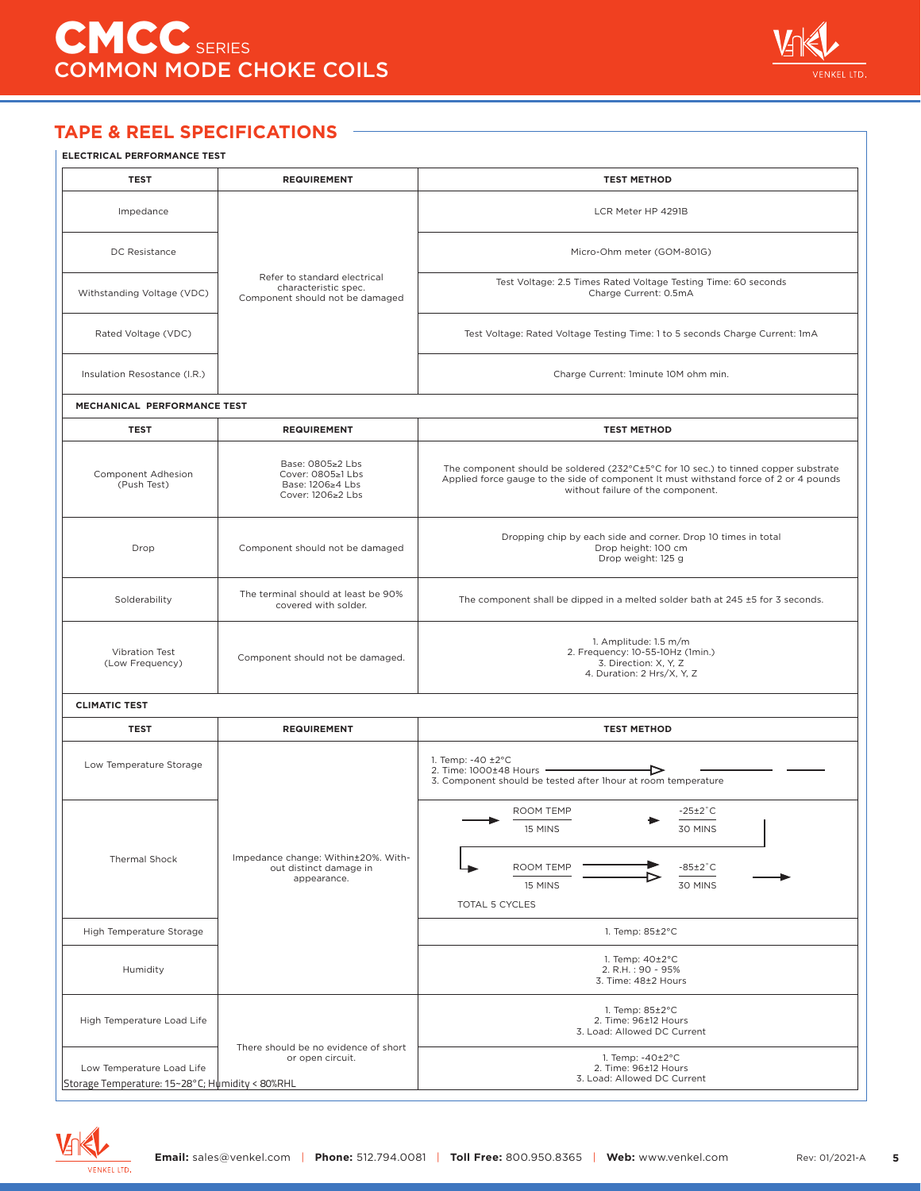# CMCC SERIES COMMON MODE CHOKE COILS

## TAPE & REEL SPECIFICATIONS

**ELECTRICAL PERFORMANCE TEST**

| TEST | REQUIREMENT | TEST METHOD |
|---|---|---|
| Impedance | Refer to standard electrical characteristic spec. Component should not be damaged | LCR Meter HP 4291B |
| DC Resistance | | Micro-Ohm meter (GOM-801G) |
| Withstanding Voltage (VDC) | | Test Voltage: 2.5 Times Rated Voltage Testing Time: 60 seconds Charge Current: 0.5mA |
| Rated Voltage (VDC) | | Test Voltage: Rated Voltage Testing Time: 1 to 5 seconds Charge Current: 1mA |
| Insulation Resostance (I.R.) | | Charge Current: 1minute 10M ohm min. |

**MECHANICAL PERFORMANCE TEST**

| TEST | REQUIREMENT | TEST METHOD |
|---|---|---|
| Component Adhesion (Push Test) | Base: 0805≥2 Lbs<br>Cover: 0805≥1 Lbs<br>Base: 1206≥4 Lbs<br>Cover: 1206≥2 Lbs | The component should be soldered (232°C±5°C for 10 sec.) to tinned copper substrate Applied force gauge to the side of component It must withstand force of 2 or 4 pounds without failure of the component. |
| Drop | Component should not be damaged | Dropping chip by each side and corner. Drop 10 times in total<br>Drop height: 100 cm<br>Drop weight: 125 g |
| Solderability | The terminal should at least be 90% covered with solder. | The component shall be dipped in a melted solder bath at 245 ±5 for 3 seconds. |
| Vibration Test (Low Frequency) | Component should not be damaged. | 1. Amplitude: 1.5 m/m<br>2. Frequency: 10-55-10Hz (1min.)<br>3. Direction: X, Y, Z<br>4. Duration: 2 Hrs/X, Y, Z |

**CLIMATIC TEST**

| TEST | REQUIREMENT | TEST METHOD |
|---|---|---|
| Low Temperature Storage | Impedance change: Within±20%. Without distinct damage in appearance. | 1. Temp: -40 ±2°C<br>2. Time: 1000±48 Hours<br>3. Component should be tested after 1hour at room temperature |
| Thermal Shock | | ROOM TEMP 15 MINS → -25±2°C 30 MINS → ROOM TEMP 15 MINS → -85±2°C 30 MINS<br>TOTAL 5 CYCLES |
| High Temperature Storage | | 1. Temp: 85±2°C |
| Humidity | | 1. Temp: 40±2°C<br>2. R.H. : 90 - 95%<br>3. Time: 48±2 Hours |
| High Temperature Load Life | There should be no evidence of short or open circuit. | 1. Temp: 85±2°C<br>2. Time: 96±12 Hours<br>3. Load: Allowed DC Current |
| Low Temperature Load Life | | 1. Temp: -40±2°C<br>2. Time: 96±12 Hours<br>3. Load: Allowed DC Current |

Storage Temperature: 15~28°C; Humidity < 80%RHL

**Email:** sales@venkel.com | **Phone:** 512.794.0081 | **Toll Free:** 800.950.8365 | **Web:** www.venkel.com

Rev: 01/2021-A